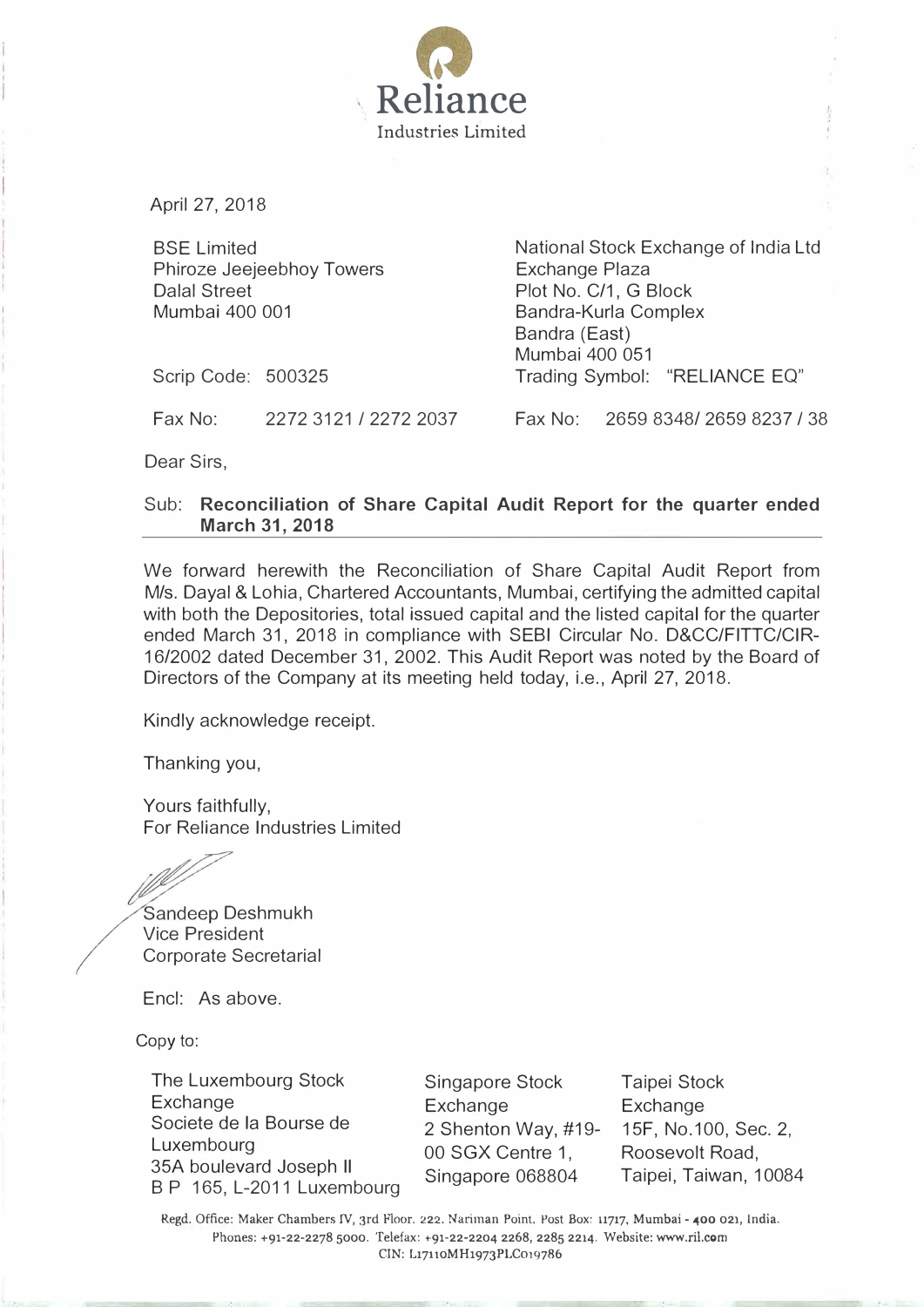# Reliance

Industries Limited

April 27, 2018

BSE Limited
Phiroze Jeejeebhoy Towers
Dalal Street
Mumbai 400 001

Scrip Code: 500325

Fax No: 2272 3121 / 2272 2037

National Stock Exchange of India Ltd
Exchange Plaza
Plot No. C/1, G Block
Bandra-Kurla Complex
Bandra (East)
Mumbai 400 051

Trading Symbol: "RELIANCE EQ"

Fax No: 2659 8348/ 2659 8237 / 38

Dear Sirs,

Sub: **Reconciliation of Share Capital Audit Report for the quarter ended March 31, 2018**

We forward herewith the Reconciliation of Share Capital Audit Report from M/s. Dayal & Lohia, Chartered Accountants, Mumbai, certifying the admitted capital with both the Depositories, total issued capital and the listed capital for the quarter ended March 31, 2018 in compliance with SEBI Circular No. D&CC/FITTC/CIR-16/2002 dated December 31, 2002. This Audit Report was noted by the Board of Directors of the Company at its meeting held today, i.e., April 27, 2018.

Kindly acknowledge receipt.

Thanking you,

Yours faithfully,
For Reliance Industries Limited

Sandeep Deshmukh
Vice President
Corporate Secretarial

Encl: As above.

Copy to:

The Luxembourg Stock Exchange
Societe de la Bourse de Luxembourg
35A boulevard Joseph II
B P 165, L-2011 Luxembourg

Singapore Stock Exchange
2 Shenton Way, #19-00 SGX Centre 1,
Singapore 068804

Taipei Stock Exchange
15F, No.100, Sec. 2,
Roosevolt Road,
Taipei, Taiwan, 10084

Regd. Office: Maker Chambers IV, 3rd Floor, 222, Nariman Point, Post Box: 11717, Mumbai - 400 021, India.
Phones: +91-22-2278 5000. Telefax: +91-22-2204 2268, 2285 2214. Website: www.ril.com
CIN: L17110MH1973PLC019786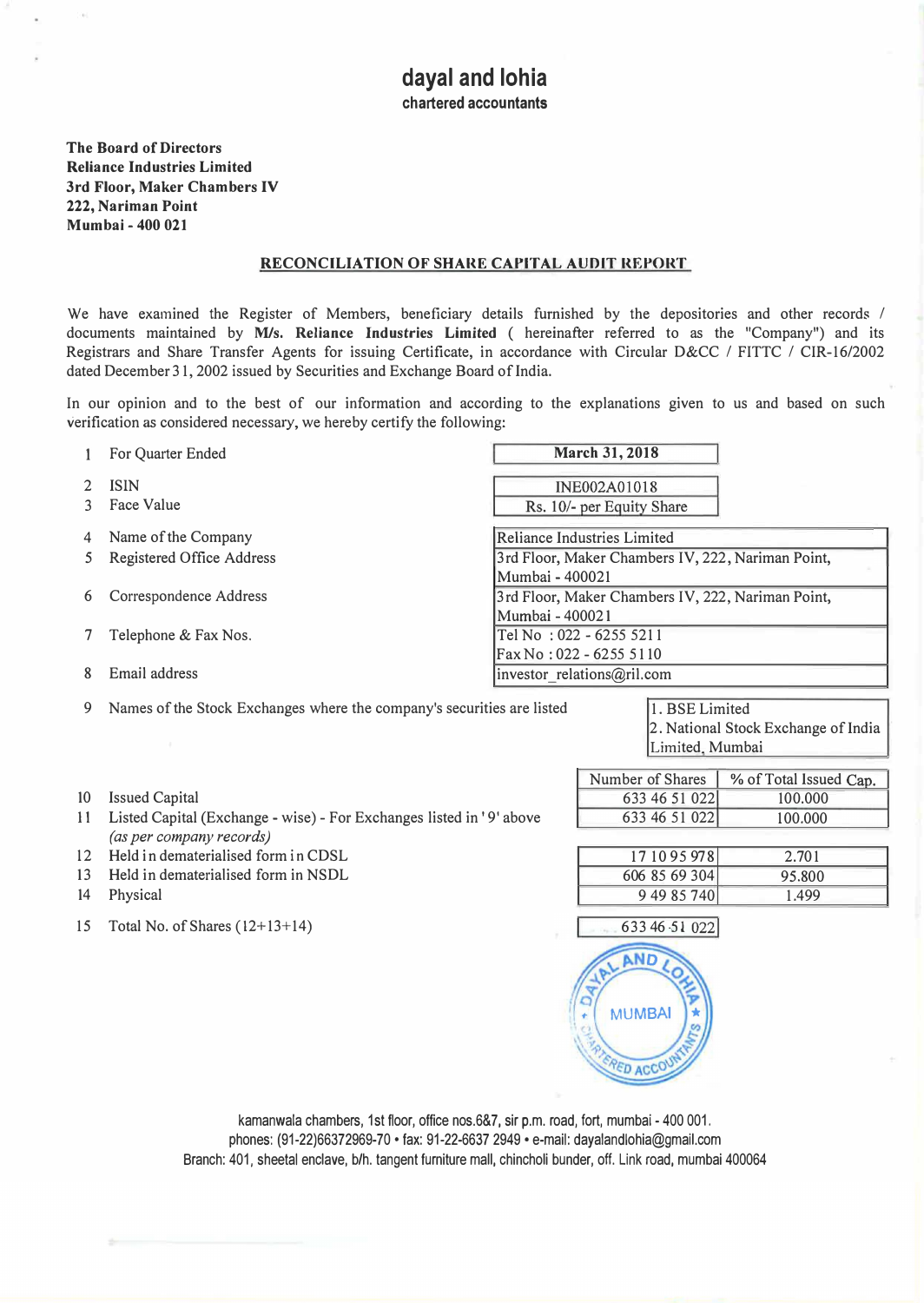# dayal and lohia

**chartered accountants**

**The Board of Directors**
**Reliance Industries Limited**
**3rd Floor, Maker Chambers IV**
**222, Nariman Point**
**Mumbai - 400 021**

## RECONCILIATION OF SHARE CAPITAL AUDIT REPORT

We have examined the Register of Members, beneficiary details furnished by the depositories and other records / documents maintained by **M/s. Reliance Industries Limited** ( hereinafter referred to as the "Company") and its Registrars and Share Transfer Agents for issuing Certificate, in accordance with Circular D&CC / FITTC / CIR-16/2002 dated December 31, 2002 issued by Securities and Exchange Board of India.

In our opinion and to the best of our information and according to the explanations given to us and based on such verification as considered necessary, we hereby certify the following:

| | | |
|---|---|---|
| 1 | For Quarter Ended | **March 31, 2018** |
| 2 | ISIN | INE002A01018 |
| 3 | Face Value | Rs. 10/- per Equity Share |
| 4 | Name of the Company | Reliance Industries Limited |
| 5 | Registered Office Address | 3rd Floor, Maker Chambers IV, 222, Nariman Point, Mumbai - 400021 |
| 6 | Correspondence Address | 3rd Floor, Maker Chambers IV, 222, Nariman Point, Mumbai - 400021 |
| 7 | Telephone & Fax Nos. | Tel No : 022 - 6255 5211<br>Fax No : 022 - 6255 5110 |
| 8 | Email address | investor_relations@ril.com |
| 9 | Names of the Stock Exchanges where the company's securities are listed | 1. BSE Limited<br>2. National Stock Exchange of India Limited, Mumbai |

| | | Number of Shares | % of Total Issued Cap. |
|---|---|---|---|
| 10 | Issued Capital | 633 46 51 022 | 100.000 |
| 11 | Listed Capital (Exchange - wise) - For Exchanges listed in '9' above *(as per company records)* | 633 46 51 022 | 100.000 |
| 12 | Held in dematerialised form in CDSL | 17 10 95 978 | 2.701 |
| 13 | Held in dematerialised form in NSDL | 606 85 69 304 | 95.800 |
| 14 | Physical | 9 49 85 740 | 1.499 |
| 15 | Total No. of Shares (12+13+14) | 633 46 51 022 | |

kamanwala chambers, 1st floor, office nos.6&7, sir p.m. road, fort, mumbai - 400 001.
phones: (91-22)66372969-70 • fax: 91-22-6637 2949 • e-mail: dayalandlohia@gmail.com
Branch: 401, sheetal enclave, b/h. tangent furniture mall, chincholi bunder, off. Link road, mumbai 400064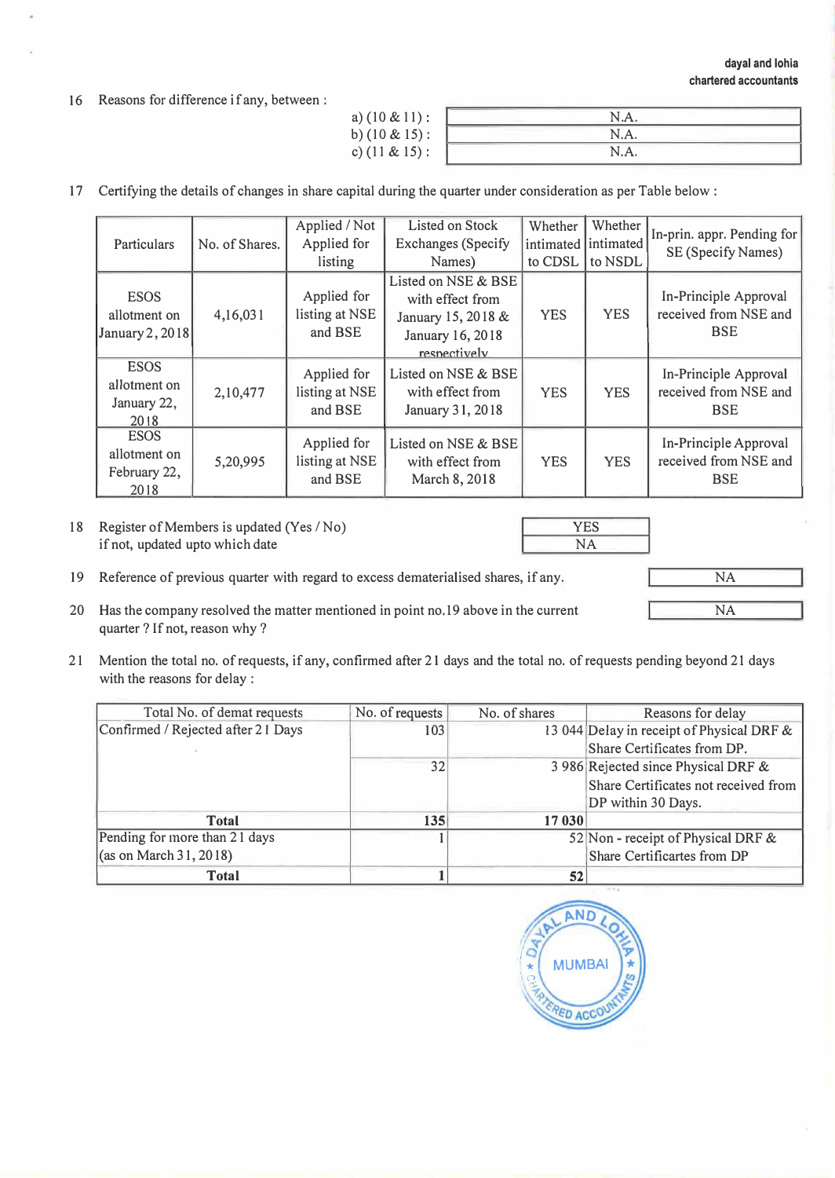16 Reasons for difference if any, between :

| | |
|---|---|
| a) (10 & 11) : | N.A. |
| b) (10 & 15) : | N.A. |
| c) (11 & 15) : | N.A. |

17 Certifying the details of changes in share capital during the quarter under consideration as per Table below :

| Particulars | No. of Shares. | Applied / Not Applied for listing | Listed on Stock Exchanges (Specify Names) | Whether intimated to CDSL | Whether intimated to NSDL | In-prin. appr. Pending for SE (Specify Names) |
|---|---|---|---|---|---|---|
| ESOS allotment on January 2, 2018 | 4,16,031 | Applied for listing at NSE and BSE | Listed on NSE & BSE with effect from January 15, 2018 & January 16, 2018 respectively | YES | YES | In-Principle Approval received from NSE and BSE |
| ESOS allotment on January 22, 2018 | 2,10,477 | Applied for listing at NSE and BSE | Listed on NSE & BSE with effect from January 31, 2018 | YES | YES | In-Principle Approval received from NSE and BSE |
| ESOS allotment on February 22, 2018 | 5,20,995 | Applied for listing at NSE and BSE | Listed on NSE & BSE with effect from March 8, 2018 | YES | YES | In-Principle Approval received from NSE and BSE |

18 Register of Members is updated (Yes / No) — YES
if not, updated upto which date — NA

19 Reference of previous quarter with regard to excess dematerialised shares, if any. — NA

20 Has the company resolved the matter mentioned in point no.19 above in the current quarter ? If not, reason why ? — NA

21 Mention the total no. of requests, if any, confirmed after 21 days and the total no. of requests pending beyond 21 days with the reasons for delay :

| Total No. of demat requests | No. of requests | No. of shares | Reasons for delay |
|---|---|---|---|
| Confirmed / Rejected after 21 Days | 103 | 13 044 | Delay in receipt of Physical DRF & Share Certificates from DP. |
| | 32 | 3 986 | Rejected since Physical DRF & Share Certificates not received from DP within 30 Days. |
| **Total** | **135** | **17 030** | |
| Pending for more than 21 days (as on March 31, 2018) | 1 | 52 | Non - receipt of Physical DRF & Share Certificartes from DP |
| **Total** | **1** | **52** | |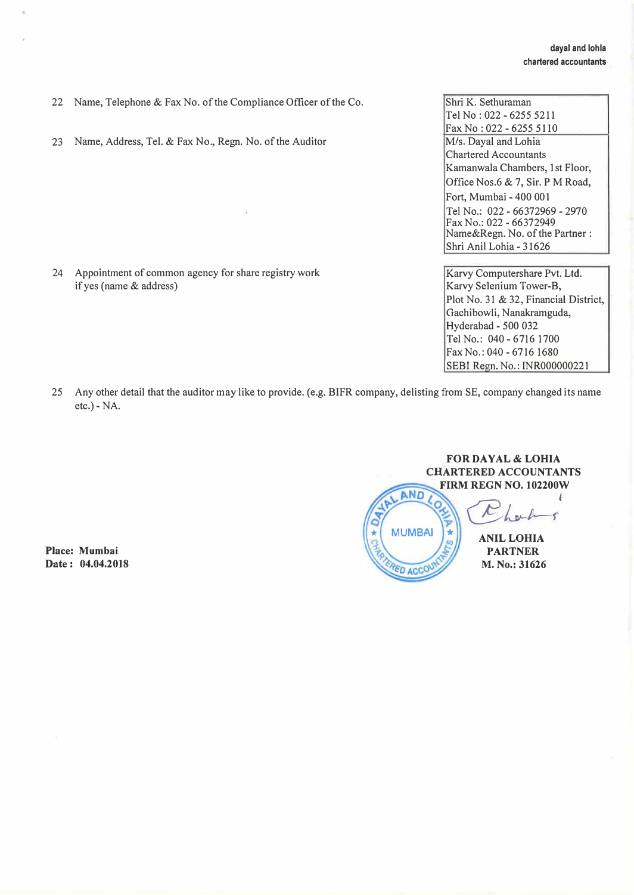dayal and lohia
chartered accountants

| | | |
|---|---|---|
| 22 | Name, Telephone & Fax No. of the Compliance Officer of the Co. | Shri K. Sethuraman<br>Tel No : 022 - 6255 5211<br>Fax No : 022 - 6255 5110 |
| 23 | Name, Address, Tel. & Fax No., Regn. No. of the Auditor | M/s. Dayal and Lohia<br>Chartered Accountants<br>Kamanwala Chambers, 1st Floor,<br>Office Nos.6 & 7, Sir. P M Road,<br>Fort, Mumbai - 400 001<br>Tel No.: 022 - 66372969 - 2970<br>Fax No.: 022 - 66372949<br>Name&Regn. No. of the Partner :<br>Shri Anil Lohia - 31626 |
| 24 | Appointment of common agency for share registry work if yes (name & address) | Karvy Computershare Pvt. Ltd.<br>Karvy Selenium Tower-B,<br>Plot No. 31 & 32, Financial District,<br>Gachibowli, Nanakramguda,<br>Hyderabad - 500 032<br>Tel No.: 040 - 6716 1700<br>Fax No.: 040 - 6716 1680<br>SEBI Regn. No.: INR000000221 |

25 Any other detail that the auditor may like to provide. (e.g. BIFR company, delisting from SE, company changed its name etc.) - NA.

**FOR DAYAL & LOHIA**
**CHARTERED ACCOUNTANTS**
**FIRM REGN NO. 102200W**

**ANIL LOHIA**
**PARTNER**
**M. No.: 31626**

**Place: Mumbai**
**Date : 04.04.2018**